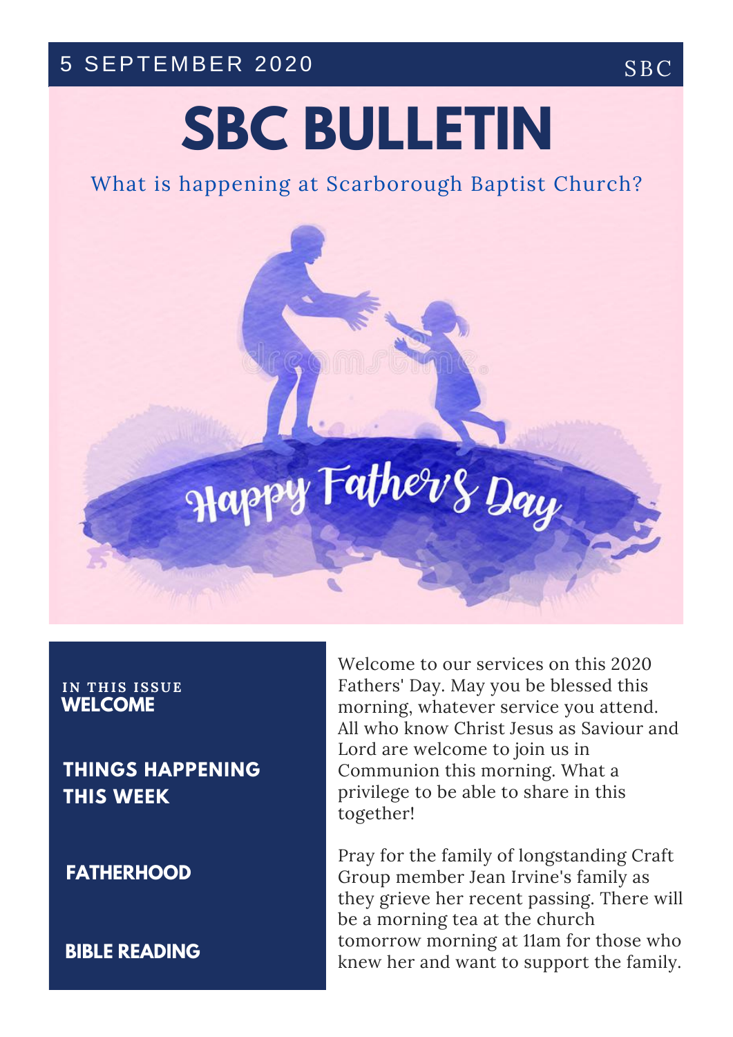5 SEPTEMBER 2020 SBC

# SBC BULLETIN

What is happening at Scarborough Baptist Church?

Happy Father's Day

**IN THIS ISSUE**

**WELCOME**

**THINGS HAPPENING THIS WEEK**

**FATHERHOOD**

**BIBLE READING**

Welcome to our services on this 2020 Fathers' Day. May you be blessed this morning, whatever service you attend. All who know Christ Jesus as Saviour and Lord are welcome to join us in Communion this morning. What a privilege to be able to share in this together!

Pray for the family of longstanding Craft Group member Jean Irvine's family as they grieve her recent passing. There will be a morning tea at the church tomorrow morning at 11am for those who knew her and want to support the family.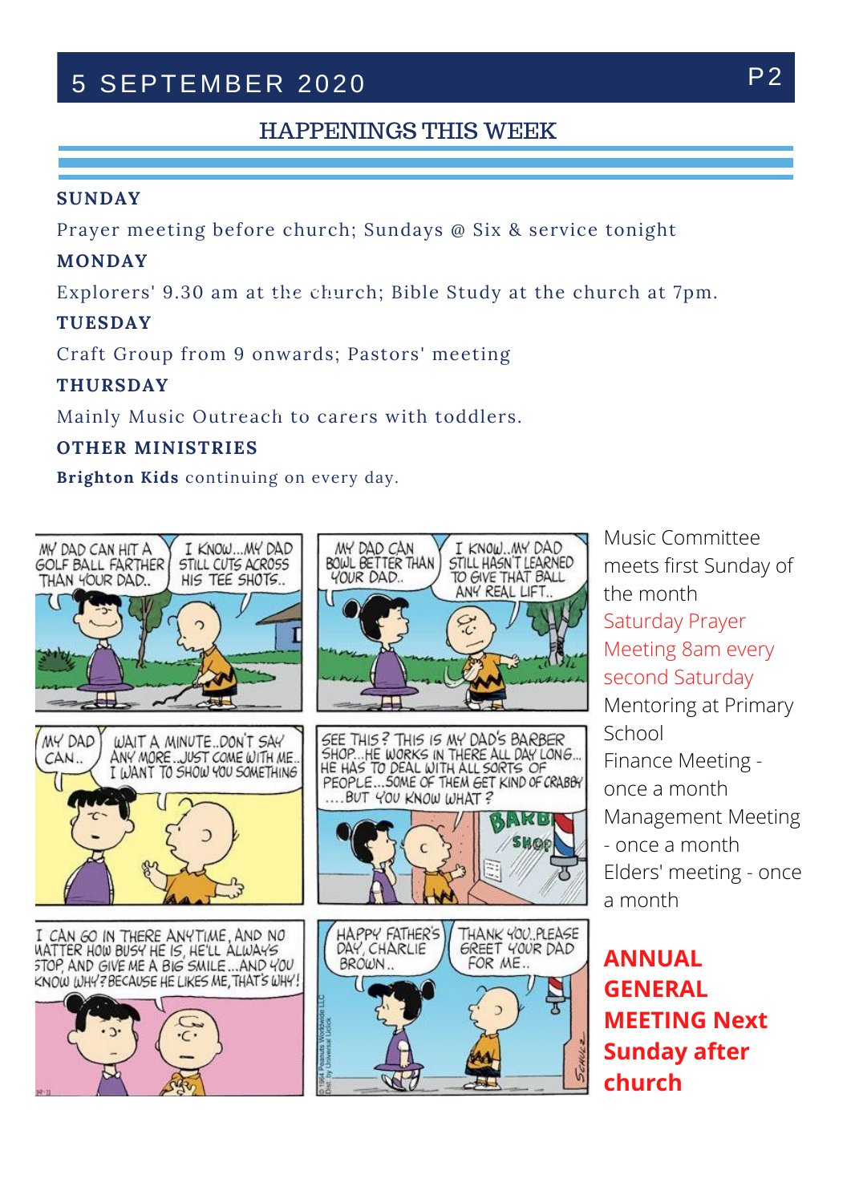## HAPPENINGS THIS WEEK

**SUNDAY**

Prayer meeting before church; Sundays @ Six & service tonight

**MONDAY**

Explorers' 9.30 am at the church; Bible Study at the church at 7pm.

**TUESDAY**

Craft Group from 9 onwards; Pastors' meeting

**THURSDAY**

Mainly Music Outreach to carers with toddlers.

**OTHER MINISTRIES**

**Brighton Kids** continuing on every day.

Music Committee meets first Sunday of the month

Saturday Prayer Meeting 8am every second Saturday

Mentoring at Primary School

Finance Meeting - once a month

Management Meeting - once a month

Elders' meeting - once a month

**ANNUAL GENERAL MEETING Next Sunday after church**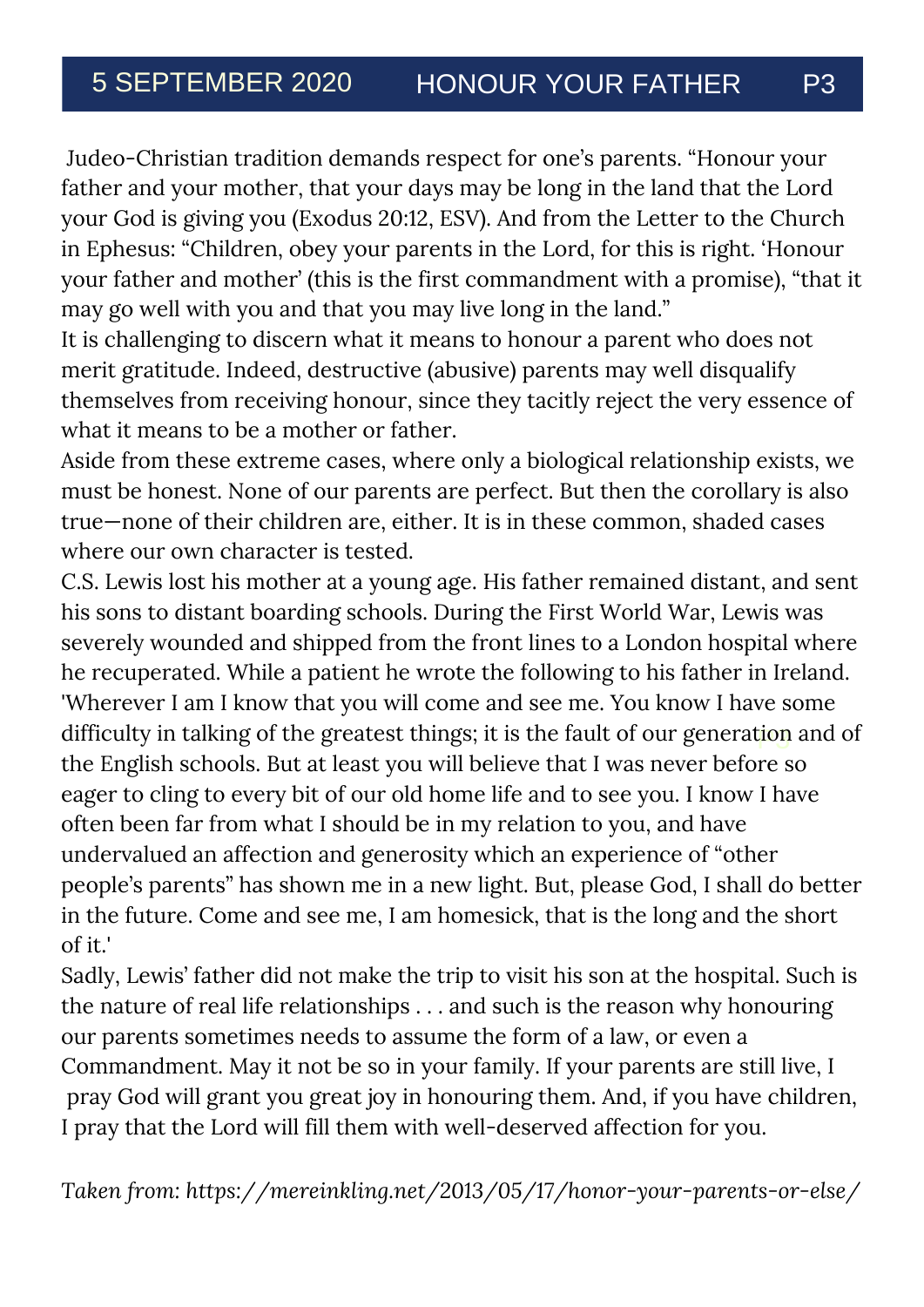Judeo-Christian tradition demands respect for one's parents. "Honour your father and your mother, that your days may be long in the land that the Lord your God is giving you (Exodus 20:12, ESV). And from the Letter to the Church in Ephesus: "Children, obey your parents in the Lord, for this is right. 'Honour your father and mother' (this is the first commandment with a promise), "that it may go well with you and that you may live long in the land."

It is challenging to discern what it means to honour a parent who does not merit gratitude. Indeed, destructive (abusive) parents may well disqualify themselves from receiving honour, since they tacitly reject the very essence of what it means to be a mother or father.

Aside from these extreme cases, where only a biological relationship exists, we must be honest. None of our parents are perfect. But then the corollary is also true—none of their children are, either. It is in these common, shaded cases where our own character is tested.

C.S. Lewis lost his mother at a young age. His father remained distant, and sent his sons to distant boarding schools. During the First World War, Lewis was severely wounded and shipped from the front lines to a London hospital where he recuperated. While a patient he wrote the following to his father in Ireland. 'Wherever I am I know that you will come and see me. You know I have some difficulty in talking of the greatest things; it is the fault of our generation and of the English schools. But at least you will believe that I was never before so eager to cling to every bit of our old home life and to see you. I know I have often been far from what I should be in my relation to you, and have undervalued an affection and generosity which an experience of "other people's parents" has shown me in a new light. But, please God, I shall do better in the future. Come and see me, I am homesick, that is the long and the short of it.'

Sadly, Lewis' father did not make the trip to visit his son at the hospital. Such is the nature of real life relationships . . . and such is the reason why honouring our parents sometimes needs to assume the form of a law, or even a Commandment. May it not be so in your family. If your parents are still live, I pray God will grant you great joy in honouring them. And, if you have children, I pray that the Lord will fill them with well-deserved affection for you.

*Taken from: https://mereinkling.net/2013/05/17/honor-your-parents-or-else/*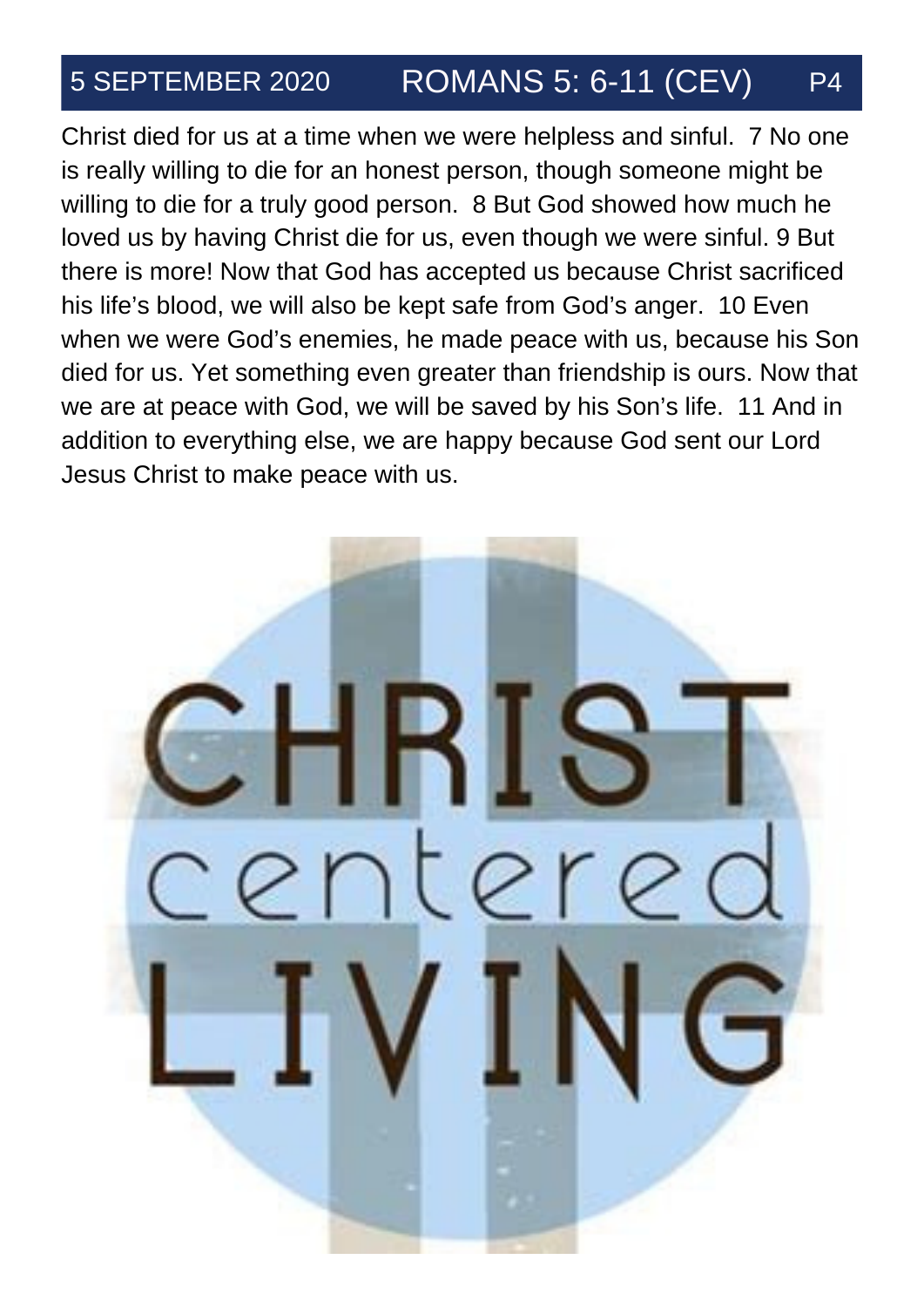## 5 SEPTEMBER 2020 ROMANS 5: 6-11 (CEV)

Christ died for us at a time when we were helpless and sinful. 7 No one is really willing to die for an honest person, though someone might be willing to die for a truly good person. 8 But God showed how much he loved us by having Christ die for us, even though we were sinful. 9 But there is more! Now that God has accepted us because Christ sacrificed his life's blood, we will also be kept safe from God's anger. 10 Even when we were God's enemies, he made peace with us, because his Son died for us. Yet something even greater than friendship is ours. Now that we are at peace with God, we will be saved by his Son's life. 11 And in addition to everything else, we are happy because God sent our Lord Jesus Christ to make peace with us.

CHRIST centered LIVING